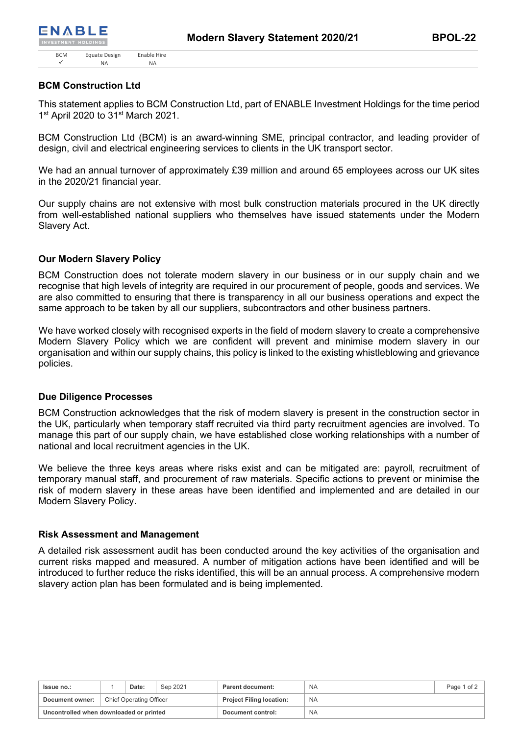# Modern Slavery Statement 2020/21

## BCM Construction Ltd

This statement applies to BCM Construction Ltd, part of ENABLE Investment Holdings for the time period 1st April 2020 to 31st March 2021.

BCM Construction Ltd (BCM) is an award-winning SME, principal contractor, and leading provider of design, civil and electrical engineering services to clients in the UK transport sector.

We had an annual turnover of approximately £39 million and around 65 employees across our UK sites in the 2020/21 financial year.

Our supply chains are not extensive with most bulk construction materials procured in the UK directly from well-established national suppliers who themselves have issued statements under the Modern Slavery Act.

### Our Modern Slavery Policy

BCM Construction does not tolerate modern slavery in our business or in our supply chain and we recognise that high levels of integrity are required in our procurement of people, goods and services. We are also committed to ensuring that there is transparency in all our business operations and expect the same approach to be taken by all our suppliers, subcontractors and other business partners.

We have worked closely with recognised experts in the field of modern slavery to create a comprehensive Modern Slavery Policy which we are confident will prevent and minimise modern slavery in our organisation and within our supply chains, this policy is linked to the existing whistleblowing and grievance policies.

### Due Diligence Processes

BCM Construction acknowledges that the risk of modern slavery is present in the construction sector in the UK, particularly when temporary staff recruited via third party recruitment agencies are involved. To manage this part of our supply chain, we have established close working relationships with a number of national and local recruitment agencies in the UK.

We believe the three keys areas where risks exist and can be mitigated are: payroll, recruitment of temporary manual staff, and procurement of raw materials. Specific actions to prevent or minimise the risk of modern slavery in these areas have been identified and implemented and are detailed in our Modern Slavery Policy.

### Risk Assessment and Management

A detailed risk assessment audit has been conducted around the key activities of the organisation and current risks mapped and measured. A number of mitigation actions have been identified and will be introduced to further reduce the risks identified, this will be an annual process. A comprehensive modern slavery action plan has been formulated and is being implemented.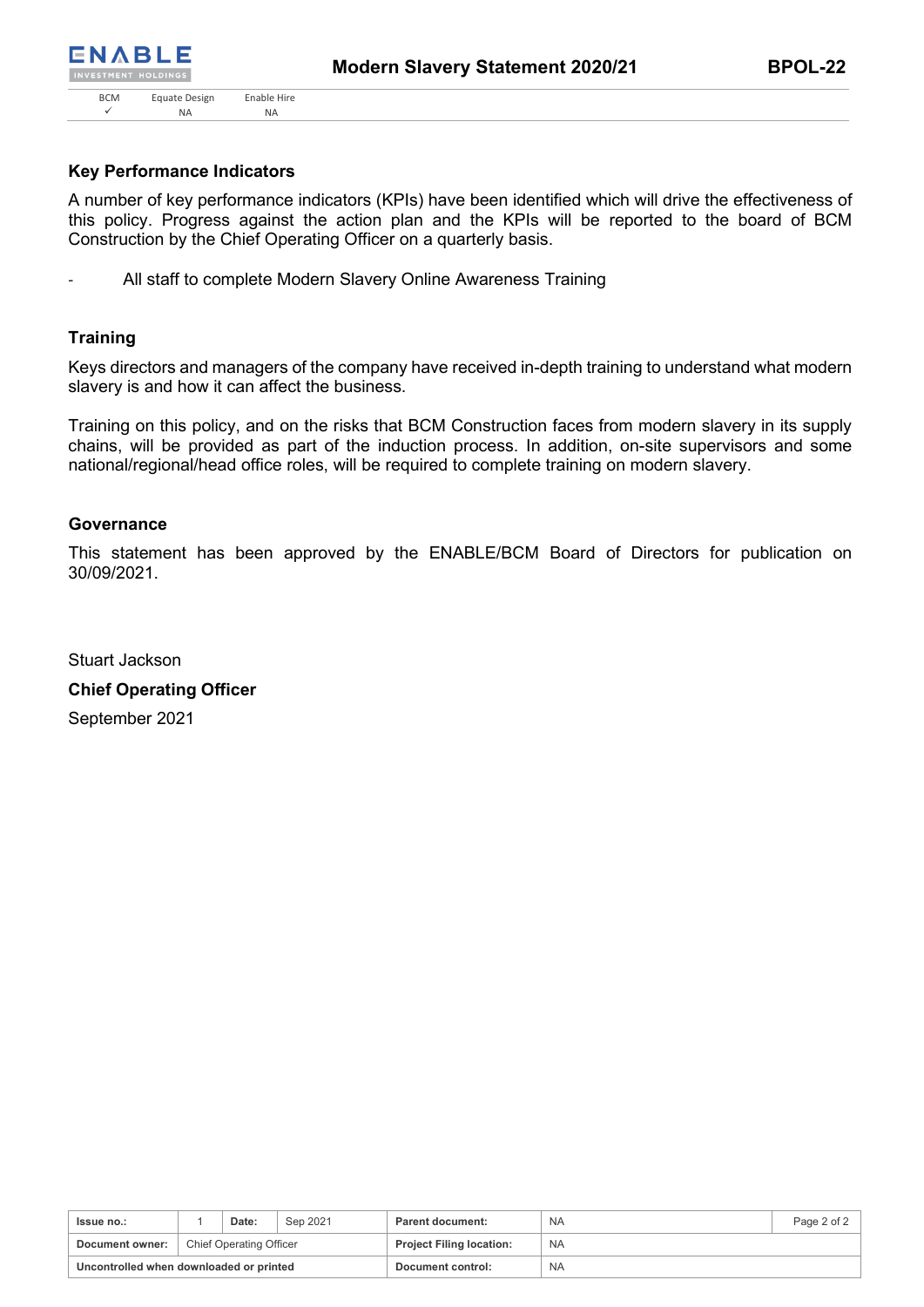## Key Performance Indicators

A number of key performance indicators (KPIs) have been identified which will drive the effectiveness of this policy. Progress against the action plan and the KPIs will be reported to the board of BCM Construction by the Chief Operating Officer on a quarterly basis.

- All staff to complete Modern Slavery Online Awareness Training

## Training

Keys directors and managers of the company have received in-depth training to understand what modern slavery is and how it can affect the business.

Training on this policy, and on the risks that BCM Construction faces from modern slavery in its supply chains, will be provided as part of the induction process. In addition, on-site supervisors and some national/regional/head office roles, will be required to complete training on modern slavery.

## Governance

This statement has been approved by the ENABLE/BCM Board of Directors for publication on 30/09/2021.

Stuart Jackson

**Chief Operating Officer**

September 2021